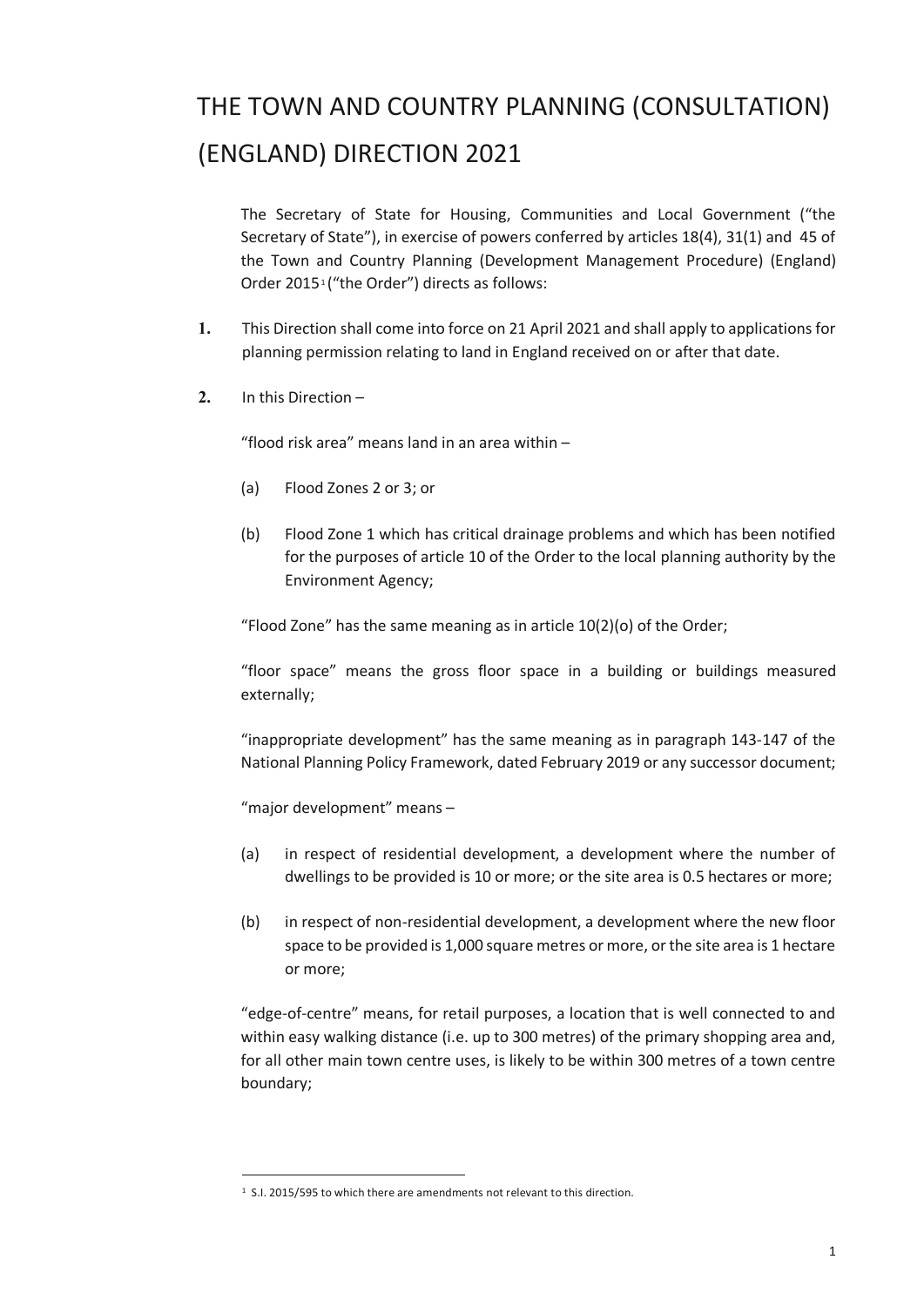# THE TOWN AND COUNTRY PLANNING (CONSULTATION) (ENGLAND) DIRECTION 2021

The Secretary of State for Housing, Communities and Local Government ("the Secretary of State"), in exercise of powers conferred by articles 18(4), 31(1) and 45 of the Town and Country Planning (Development Management Procedure) (England) Order 2015[1] ("the Order") directs as follows:

**1.** This Direction shall come into force on 21 April 2021 and shall apply to applications for planning permission relating to land in England received on or after that date.

**2.** In this Direction –

"flood risk area" means land in an area within –

(a) Flood Zones 2 or 3; or

(b) Flood Zone 1 which has critical drainage problems and which has been notified for the purposes of article 10 of the Order to the local planning authority by the Environment Agency;

"Flood Zone" has the same meaning as in article 10(2)(o) of the Order;

"floor space" means the gross floor space in a building or buildings measured externally;

"inappropriate development" has the same meaning as in paragraph 143-147 of the National Planning Policy Framework, dated February 2019 or any successor document;

"major development" means –

(a) in respect of residential development, a development where the number of dwellings to be provided is 10 or more; or the site area is 0.5 hectares or more;

(b) in respect of non-residential development, a development where the new floor space to be provided is 1,000 square metres or more, or the site area is 1 hectare or more;

"edge-of-centre" means, for retail purposes, a location that is well connected to and within easy walking distance (i.e. up to 300 metres) of the primary shopping area and, for all other main town centre uses, is likely to be within 300 metres of a town centre boundary;

---

[1] S.I. 2015/595 to which there are amendments not relevant to this direction.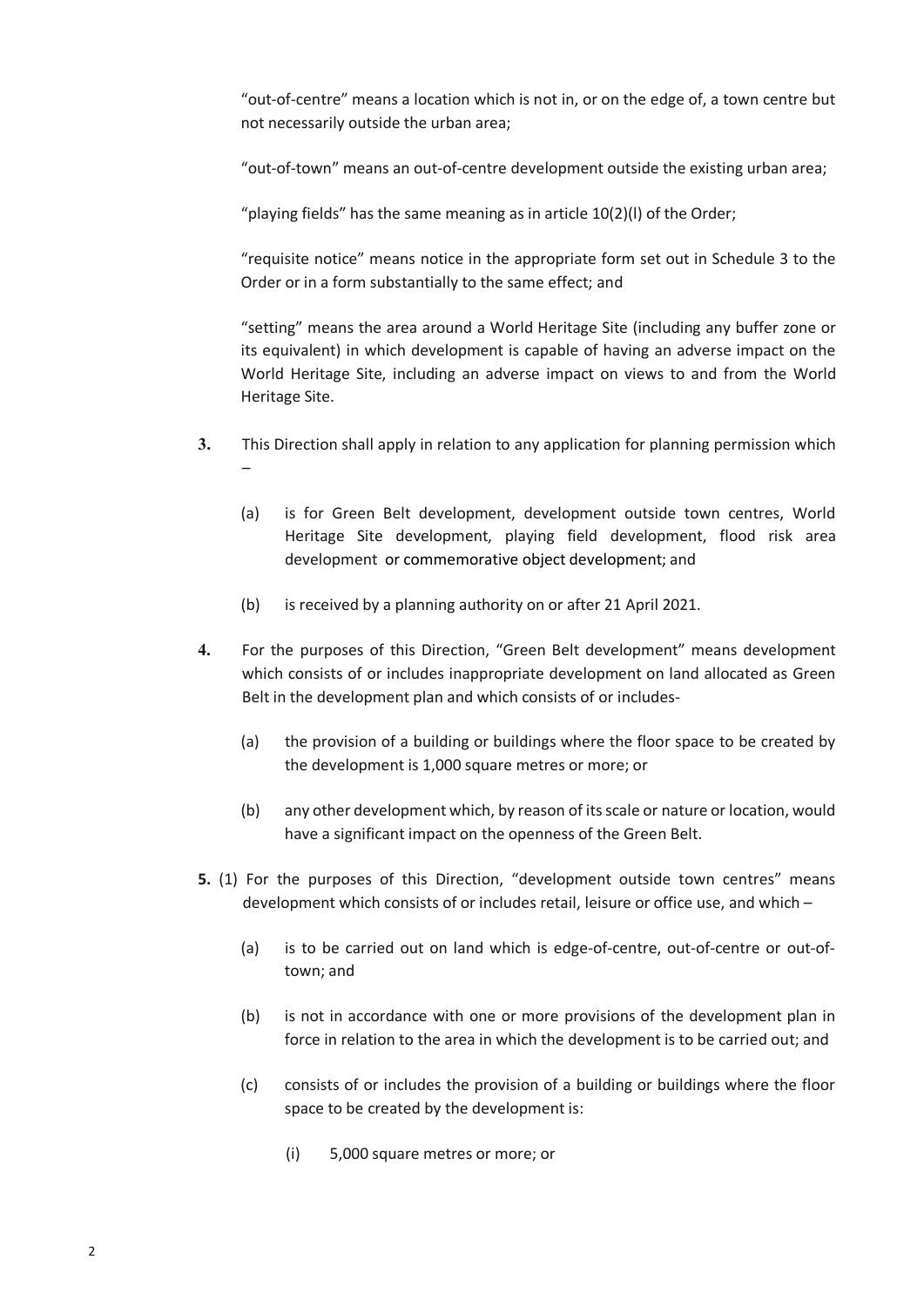"out-of-centre" means a location which is not in, or on the edge of, a town centre but not necessarily outside the urban area;

"out-of-town" means an out-of-centre development outside the existing urban area;

"playing fields" has the same meaning as in article 10(2)(l) of the Order;

"requisite notice" means notice in the appropriate form set out in Schedule 3 to the Order or in a form substantially to the same effect; and

"setting" means the area around a World Heritage Site (including any buffer zone or its equivalent) in which development is capable of having an adverse impact on the World Heritage Site, including an adverse impact on views to and from the World Heritage Site.

**3.** This Direction shall apply in relation to any application for planning permission which –

(a) is for Green Belt development, development outside town centres, World Heritage Site development, playing field development, flood risk area development or commemorative object development; and

(b) is received by a planning authority on or after 21 April 2021.

**4.** For the purposes of this Direction, "Green Belt development" means development which consists of or includes inappropriate development on land allocated as Green Belt in the development plan and which consists of or includes-

(a) the provision of a building or buildings where the floor space to be created by the development is 1,000 square metres or more; or

(b) any other development which, by reason of its scale or nature or location, would have a significant impact on the openness of the Green Belt.

**5.** (1) For the purposes of this Direction, "development outside town centres" means development which consists of or includes retail, leisure or office use, and which –

(a) is to be carried out on land which is edge-of-centre, out-of-centre or out-of-town; and

(b) is not in accordance with one or more provisions of the development plan in force in relation to the area in which the development is to be carried out; and

(c) consists of or includes the provision of a building or buildings where the floor space to be created by the development is:

(i) 5,000 square metres or more; or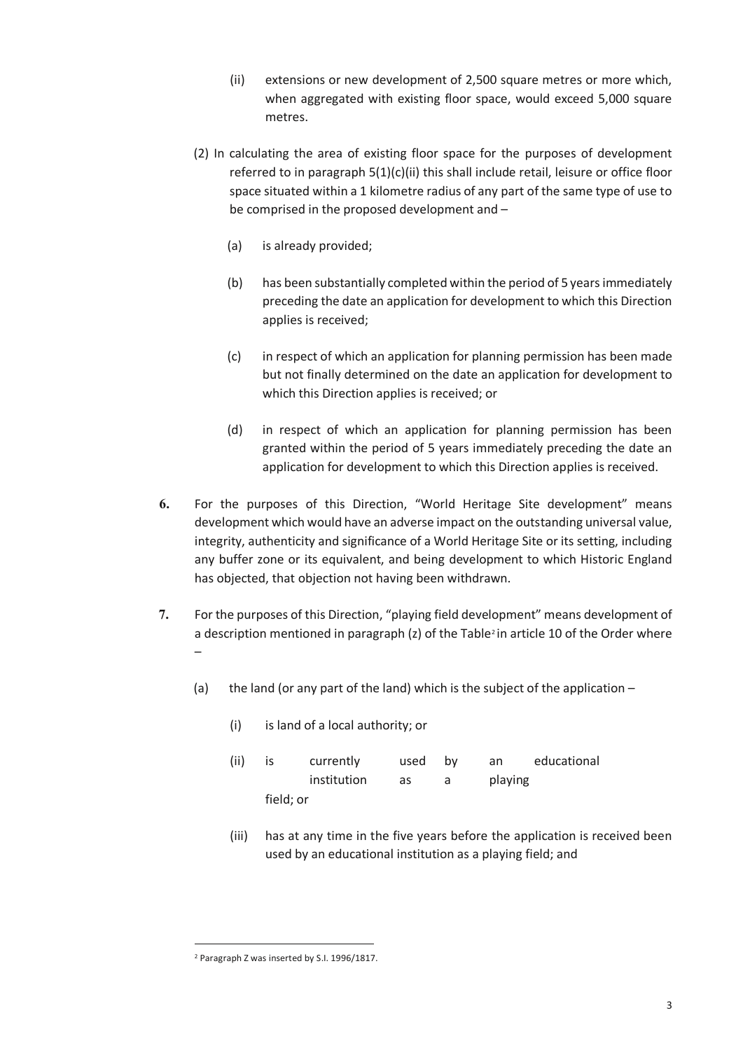(ii) extensions or new development of 2,500 square metres or more which, when aggregated with existing floor space, would exceed 5,000 square metres.

(2) In calculating the area of existing floor space for the purposes of development referred to in paragraph 5(1)(c)(ii) this shall include retail, leisure or office floor space situated within a 1 kilometre radius of any part of the same type of use to be comprised in the proposed development and –

(a) is already provided;

(b) has been substantially completed within the period of 5 years immediately preceding the date an application for development to which this Direction applies is received;

(c) in respect of which an application for planning permission has been made but not finally determined on the date an application for development to which this Direction applies is received; or

(d) in respect of which an application for planning permission has been granted within the period of 5 years immediately preceding the date an application for development to which this Direction applies is received.

**6.** For the purposes of this Direction, "World Heritage Site development" means development which would have an adverse impact on the outstanding universal value, integrity, authenticity and significance of a World Heritage Site or its setting, including any buffer zone or its equivalent, and being development to which Historic England has objected, that objection not having been withdrawn.

**7.** For the purposes of this Direction, "playing field development" means development of a description mentioned in paragraph (z) of the Table[2] in article 10 of the Order where –

(a) the land (or any part of the land) which is the subject of the application –

(i) is land of a local authority; or

(ii) is currently used by an educational institution as a playing field; or

(iii) has at any time in the five years before the application is received been used by an educational institution as a playing field; and

---

[2] Paragraph Z was inserted by S.I. 1996/1817.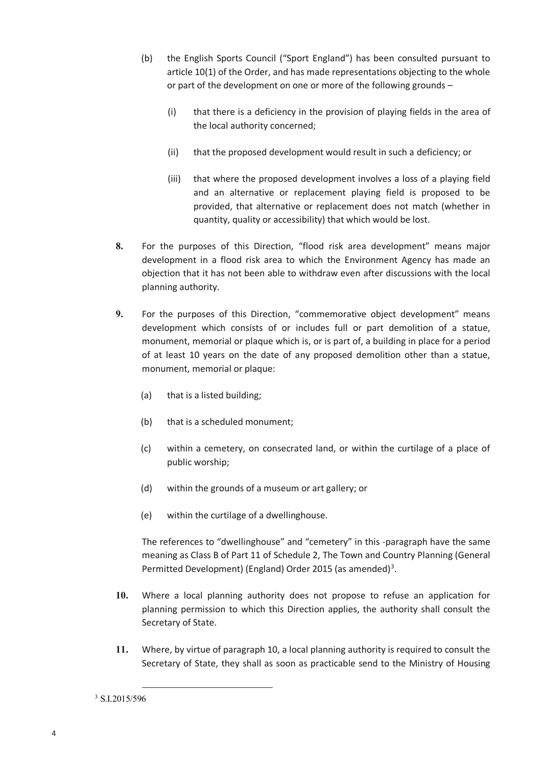(b) the English Sports Council ("Sport England") has been consulted pursuant to article 10(1) of the Order, and has made representations objecting to the whole or part of the development on one or more of the following grounds –

   (i) that there is a deficiency in the provision of playing fields in the area of the local authority concerned;

   (ii) that the proposed development would result in such a deficiency; or

   (iii) that where the proposed development involves a loss of a playing field and an alternative or replacement playing field is proposed to be provided, that alternative or replacement does not match (whether in quantity, quality or accessibility) that which would be lost.

**8.** For the purposes of this Direction, "flood risk area development" means major development in a flood risk area to which the Environment Agency has made an objection that it has not been able to withdraw even after discussions with the local planning authority.

**9.** For the purposes of this Direction, "commemorative object development" means development which consists of or includes full or part demolition of a statue, monument, memorial or plaque which is, or is part of, a building in place for a period of at least 10 years on the date of any proposed demolition other than a statue, monument, memorial or plaque:

(a) that is a listed building;

(b) that is a scheduled monument;

(c) within a cemetery, on consecrated land, or within the curtilage of a place of public worship;

(d) within the grounds of a museum or art gallery; or

(e) within the curtilage of a dwellinghouse.

The references to "dwellinghouse" and "cemetery" in this -paragraph have the same meaning as Class B of Part 11 of Schedule 2, The Town and Country Planning (General Permitted Development) (England) Order 2015 (as amended)[3].

**10.** Where a local planning authority does not propose to refuse an application for planning permission to which this Direction applies, the authority shall consult the Secretary of State.

**11.** Where, by virtue of paragraph 10, a local planning authority is required to consult the Secretary of State, they shall as soon as practicable send to the Ministry of Housing

[3] S.I.2015/596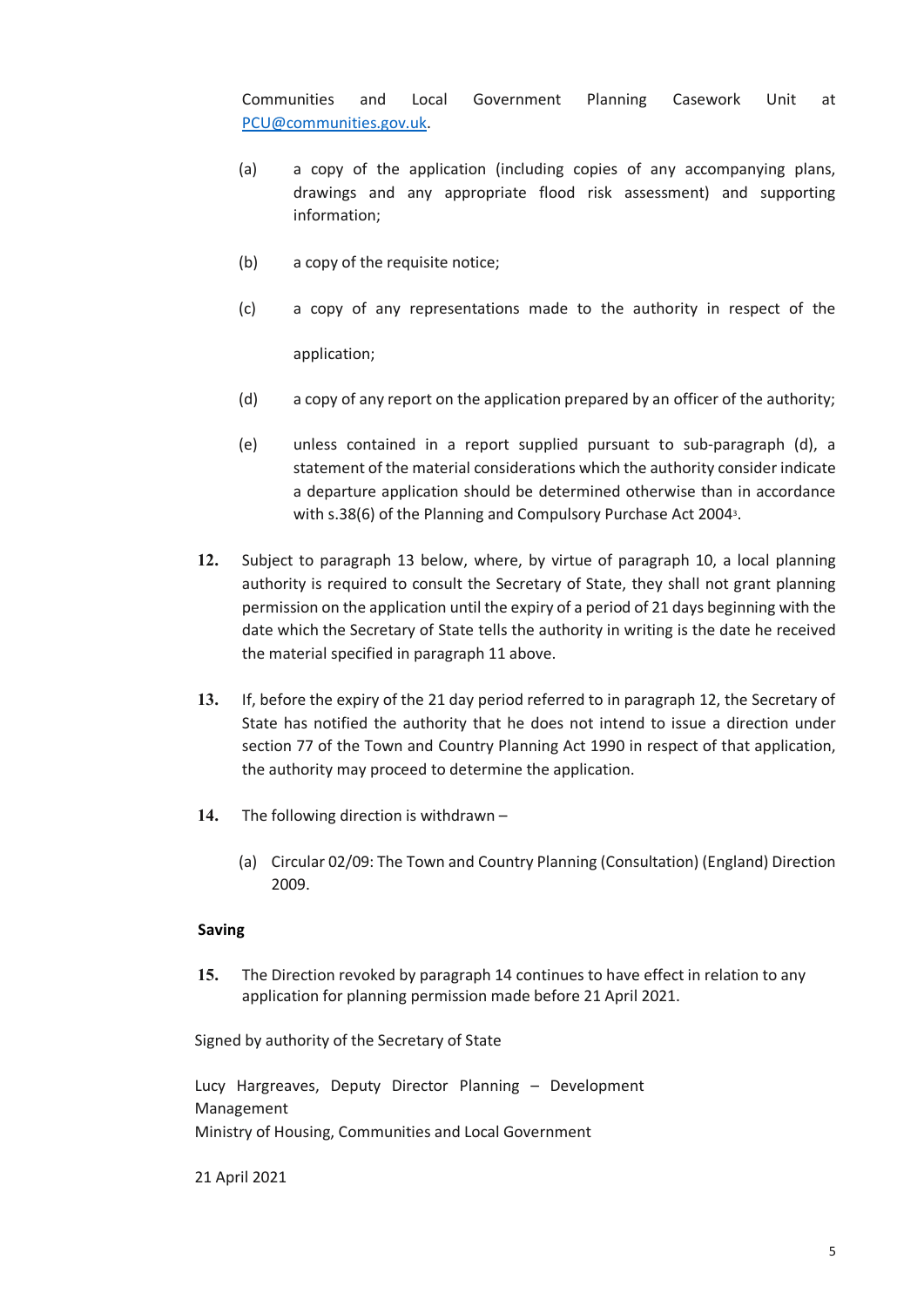Communities and Local Government Planning Casework Unit at PCU@communities.gov.uk.

(a) a copy of the application (including copies of any accompanying plans, drawings and any appropriate flood risk assessment) and supporting information;

(b) a copy of the requisite notice;

(c) a copy of any representations made to the authority in respect of the application;

(d) a copy of any report on the application prepared by an officer of the authority;

(e) unless contained in a report supplied pursuant to sub-paragraph (d), a statement of the material considerations which the authority consider indicate a departure application should be determined otherwise than in accordance with s.38(6) of the Planning and Compulsory Purchase Act 2004[3].

**12.** Subject to paragraph 13 below, where, by virtue of paragraph 10, a local planning authority is required to consult the Secretary of State, they shall not grant planning permission on the application until the expiry of a period of 21 days beginning with the date which the Secretary of State tells the authority in writing is the date he received the material specified in paragraph 11 above.

**13.** If, before the expiry of the 21 day period referred to in paragraph 12, the Secretary of State has notified the authority that he does not intend to issue a direction under section 77 of the Town and Country Planning Act 1990 in respect of that application, the authority may proceed to determine the application.

**14.** The following direction is withdrawn –

(a) Circular 02/09: The Town and Country Planning (Consultation) (England) Direction 2009.

**Saving**

**15.** The Direction revoked by paragraph 14 continues to have effect in relation to any application for planning permission made before 21 April 2021.

Signed by authority of the Secretary of State

Lucy Hargreaves, Deputy Director Planning – Development Management
Ministry of Housing, Communities and Local Government

21 April 2021